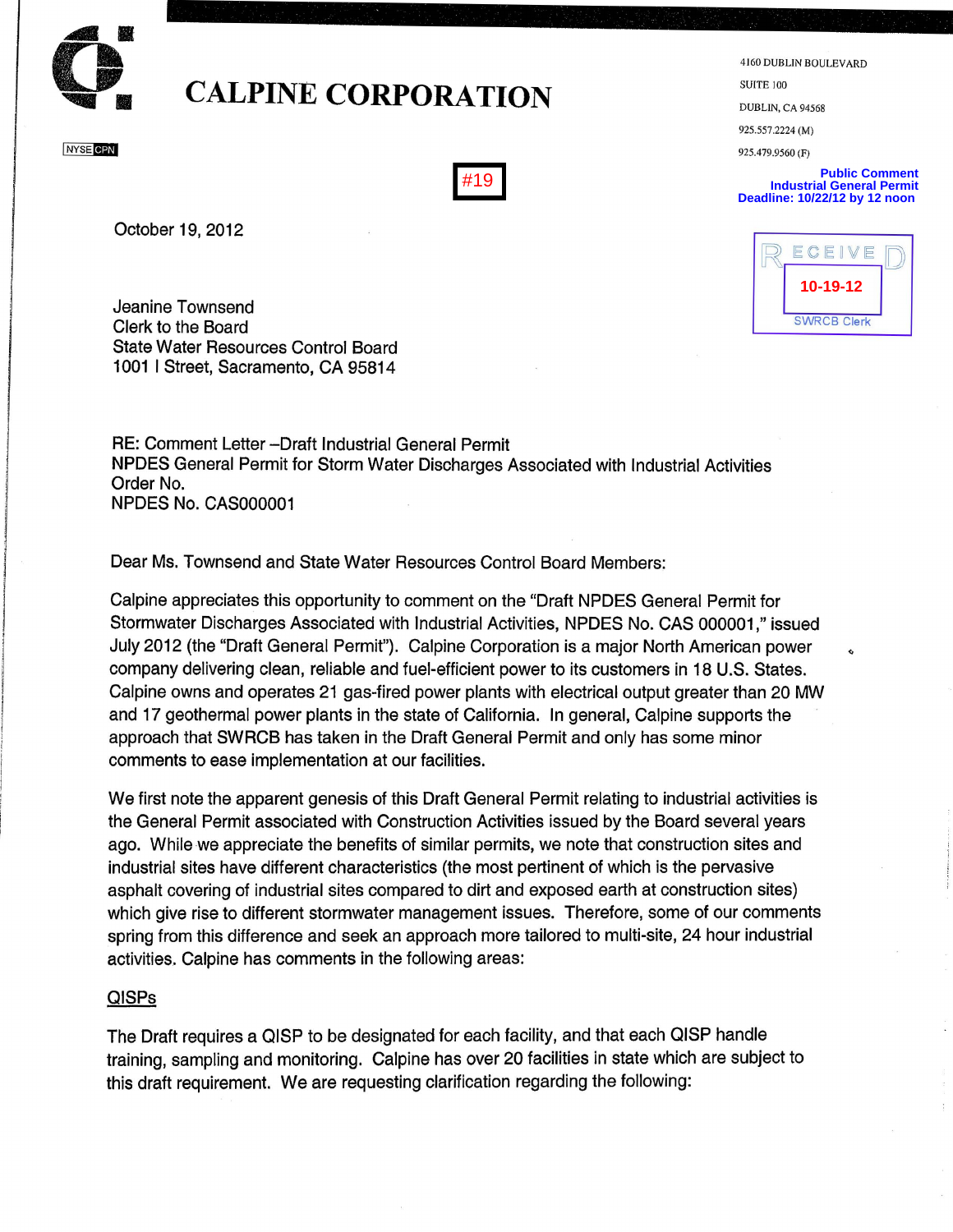# CALPINE CORPORATION

NYSE CPN

4160 DUBLIN BOULEVARD
SUITE 100
DUBLIN, CA 94568
925.557.2224 (M)
925.479.9560 (F)

#19

Public Comment
Industrial General Permit
Deadline: 10/22/12 by 12 noon

RECEIVED
10-19-12
SWRCB Clerk

October 19, 2012

Jeanine Townsend
Clerk to the Board
State Water Resources Control Board
1001 I Street, Sacramento, CA 95814

RE: Comment Letter –Draft Industrial General Permit
NPDES General Permit for Storm Water Discharges Associated with Industrial Activities
Order No.
NPDES No. CAS000001

Dear Ms. Townsend and State Water Resources Control Board Members:

Calpine appreciates this opportunity to comment on the "Draft NPDES General Permit for Stormwater Discharges Associated with Industrial Activities, NPDES No. CAS 000001," issued July 2012 (the "Draft General Permit"). Calpine Corporation is a major North American power company delivering clean, reliable and fuel-efficient power to its customers in 18 U.S. States. Calpine owns and operates 21 gas-fired power plants with electrical output greater than 20 MW and 17 geothermal power plants in the state of California. In general, Calpine supports the approach that SWRCB has taken in the Draft General Permit and only has some minor comments to ease implementation at our facilities.

We first note the apparent genesis of this Draft General Permit relating to industrial activities is the General Permit associated with Construction Activities issued by the Board several years ago. While we appreciate the benefits of similar permits, we note that construction sites and industrial sites have different characteristics (the most pertinent of which is the pervasive asphalt covering of industrial sites compared to dirt and exposed earth at construction sites) which give rise to different stormwater management issues. Therefore, some of our comments spring from this difference and seek an approach more tailored to multi-site, 24 hour industrial activities. Calpine has comments in the following areas:

<u>QISPs</u>

The Draft requires a QISP to be designated for each facility, and that each QISP handle training, sampling and monitoring. Calpine has over 20 facilities in state which are subject to this draft requirement. We are requesting clarification regarding the following: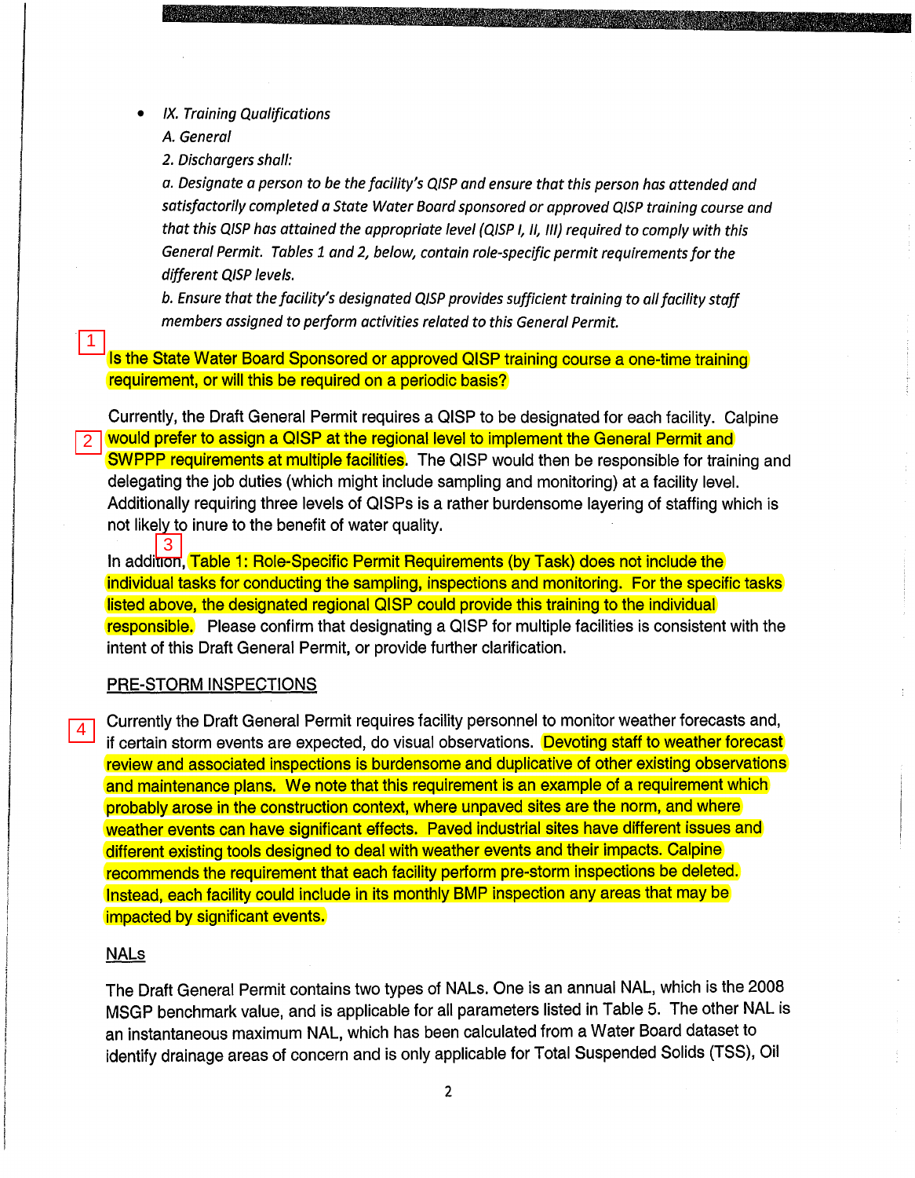- *IX. Training Qualifications*

  *A. General*

  *2. Dischargers shall:*

  *a. Designate a person to be the facility's QISP and ensure that this person has attended and satisfactorily completed a State Water Board sponsored or approved QISP training course and that this QISP has attained the appropriate level (QISP I, II, III) required to comply with this General Permit. Tables 1 and 2, below, contain role-specific permit requirements for the different QISP levels.*

  *b. Ensure that the facility's designated QISP provides sufficient training to all facility staff members assigned to perform activities related to this General Permit.*

1 Is the State Water Board Sponsored or approved QISP training course a one-time training requirement, or will this be required on a periodic basis?

Currently, the Draft General Permit requires a QISP to be designated for each facility. Calpine 2 would prefer to assign a QISP at the regional level to implement the General Permit and SWPPP requirements at multiple facilities. The QISP would then be responsible for training and delegating the job duties (which might include sampling and monitoring) at a facility level. Additionally requiring three levels of QISPs is a rather burdensome layering of staffing which is not likely to inure to the benefit of water quality.

In addition, 3 Table 1: Role-Specific Permit Requirements (by Task) does not include the individual tasks for conducting the sampling, inspections and monitoring. For the specific tasks listed above, the designated regional QISP could provide this training to the individual responsible. Please confirm that designating a QISP for multiple facilities is consistent with the intent of this Draft General Permit, or provide further clarification.

<u>PRE-STORM INSPECTIONS</u>

4 Currently the Draft General Permit requires facility personnel to monitor weather forecasts and, if certain storm events are expected, do visual observations. Devoting staff to weather forecast review and associated inspections is burdensome and duplicative of other existing observations and maintenance plans. We note that this requirement is an example of a requirement which probably arose in the construction context, where unpaved sites are the norm, and where weather events can have significant effects. Paved industrial sites have different issues and different existing tools designed to deal with weather events and their impacts. Calpine recommends the requirement that each facility perform pre-storm inspections be deleted. Instead, each facility could include in its monthly BMP inspection any areas that may be impacted by significant events.

<u>NALs</u>

The Draft General Permit contains two types of NALs. One is an annual NAL, which is the 2008 MSGP benchmark value, and is applicable for all parameters listed in Table 5. The other NAL is an instantaneous maximum NAL, which has been calculated from a Water Board dataset to identify drainage areas of concern and is only applicable for Total Suspended Solids (TSS), Oil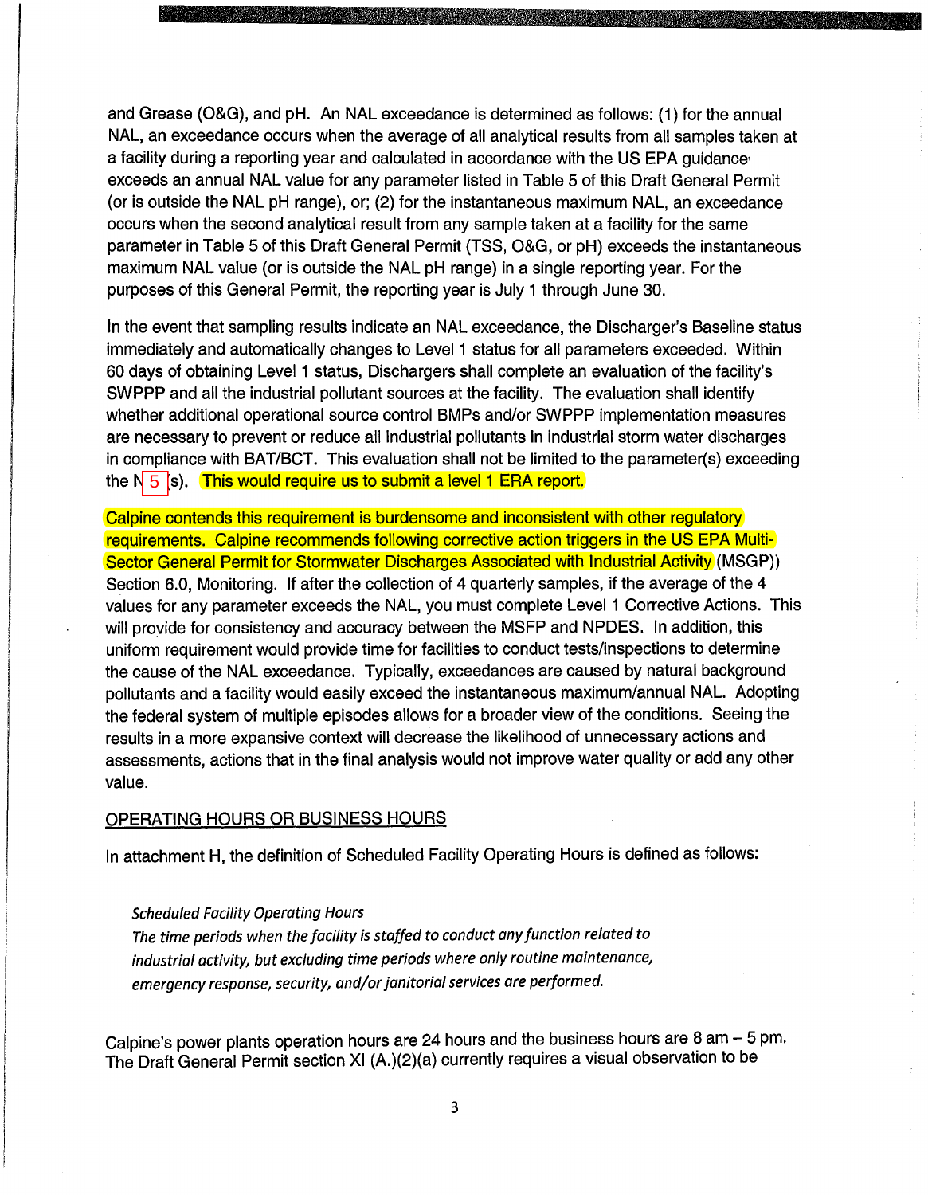and Grease (O&G), and pH. An NAL exceedance is determined as follows: (1) for the annual NAL, an exceedance occurs when the average of all analytical results from all samples taken at a facility during a reporting year and calculated in accordance with the US EPA guidance exceeds an annual NAL value for any parameter listed in Table 5 of this Draft General Permit (or is outside the NAL pH range), or; (2) for the instantaneous maximum NAL, an exceedance occurs when the second analytical result from any sample taken at a facility for the same parameter in Table 5 of this Draft General Permit (TSS, O&G, or pH) exceeds the instantaneous maximum NAL value (or is outside the NAL pH range) in a single reporting year. For the purposes of this General Permit, the reporting year is July 1 through June 30.

In the event that sampling results indicate an NAL exceedance, the Discharger's Baseline status immediately and automatically changes to Level 1 status for all parameters exceeded. Within 60 days of obtaining Level 1 status, Dischargers shall complete an evaluation of the facility's SWPPP and all the industrial pollutant sources at the facility. The evaluation shall identify whether additional operational source control BMPs and/or SWPPP implementation measures are necessary to prevent or reduce all industrial pollutants in industrial storm water discharges in compliance with BAT/BCT. This evaluation shall not be limited to the parameter(s) exceeding the N 5 s). This would require us to submit a level 1 ERA report.

Calpine contends this requirement is burdensome and inconsistent with other regulatory requirements. Calpine recommends following corrective action triggers in the US EPA Multi-Sector General Permit for Stormwater Discharges Associated with Industrial Activity (MSGP)) Section 6.0, Monitoring. If after the collection of 4 quarterly samples, if the average of the 4 values for any parameter exceeds the NAL, you must complete Level 1 Corrective Actions. This will provide for consistency and accuracy between the MSFP and NPDES. In addition, this uniform requirement would provide time for facilities to conduct tests/inspections to determine the cause of the NAL exceedance. Typically, exceedances are caused by natural background pollutants and a facility would easily exceed the instantaneous maximum/annual NAL. Adopting the federal system of multiple episodes allows for a broader view of the conditions. Seeing the results in a more expansive context will decrease the likelihood of unnecessary actions and assessments, actions that in the final analysis would not improve water quality or add any other value.

OPERATING HOURS OR BUSINESS HOURS

In attachment H, the definition of Scheduled Facility Operating Hours is defined as follows:

*Scheduled Facility Operating Hours*
*The time periods when the facility is staffed to conduct any function related to industrial activity, but excluding time periods where only routine maintenance, emergency response, security, and/or janitorial services are performed.*

Calpine's power plants operation hours are 24 hours and the business hours are 8 am – 5 pm. The Draft General Permit section XI (A.)(2)(a) currently requires a visual observation to be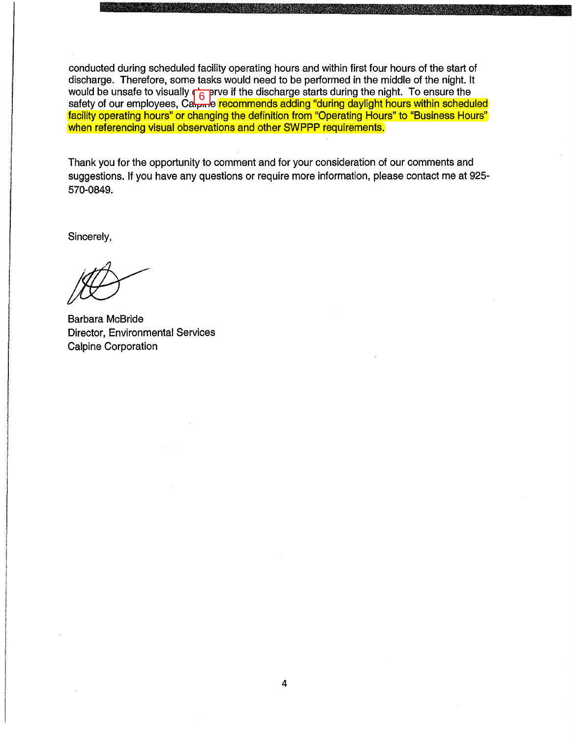conducted during scheduled facility operating hours and within first four hours of the start of discharge. Therefore, some tasks would need to be performed in the middle of the night. It would be unsafe to visually observe if the discharge starts during the night. To ensure the safety of our employees, Calpine [6] recommends adding "during daylight hours within scheduled facility operating hours" or changing the definition from "Operating Hours" to "Business Hours" when referencing visual observations and other SWPPP requirements.

Thank you for the opportunity to comment and for your consideration of our comments and suggestions. If you have any questions or require more information, please contact me at 925-570-0849.

Sincerely,

Barbara McBride
Director, Environmental Services
Calpine Corporation